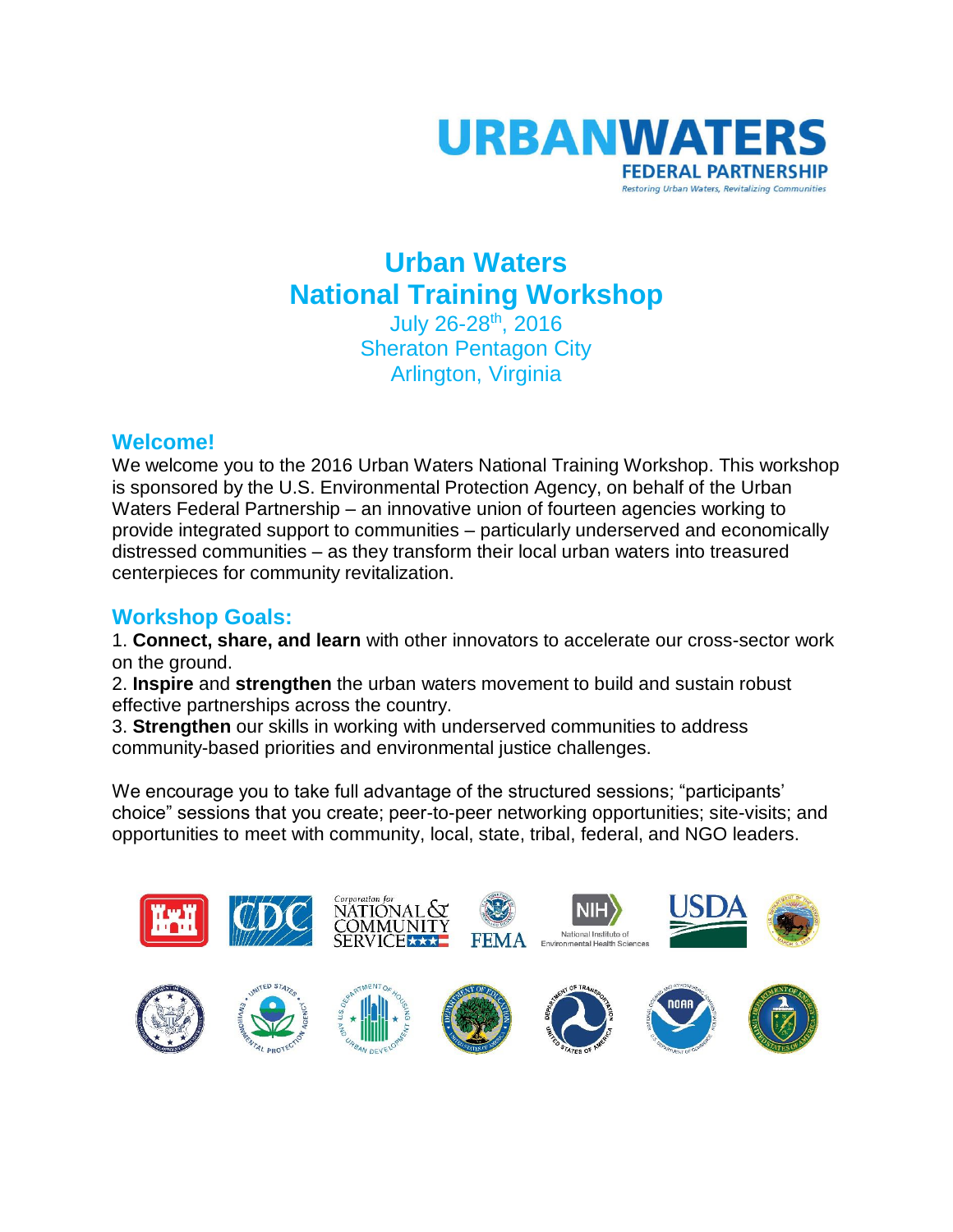**URBANWATERS**
**FEDERAL PARTNERSHIP**
*Restoring Urban Waters, Revitalizing Communities*

# Urban Waters National Training Workshop

July 26-28th, 2016
Sheraton Pentagon City
Arlington, Virginia

## Welcome!

We welcome you to the 2016 Urban Waters National Training Workshop. This workshop is sponsored by the U.S. Environmental Protection Agency, on behalf of the Urban Waters Federal Partnership – an innovative union of fourteen agencies working to provide integrated support to communities – particularly underserved and economically distressed communities – as they transform their local urban waters into treasured centerpieces for community revitalization.

## Workshop Goals:

1. **Connect, share, and learn** with other innovators to accelerate our cross-sector work on the ground.
2. **Inspire** and **strengthen** the urban waters movement to build and sustain robust effective partnerships across the country.
3. **Strengthen** our skills in working with underserved communities to address community-based priorities and environmental justice challenges.

We encourage you to take full advantage of the structured sessions; "participants' choice" sessions that you create; peer-to-peer networking opportunities; site-visits; and opportunities to meet with community, local, state, tribal, federal, and NGO leaders.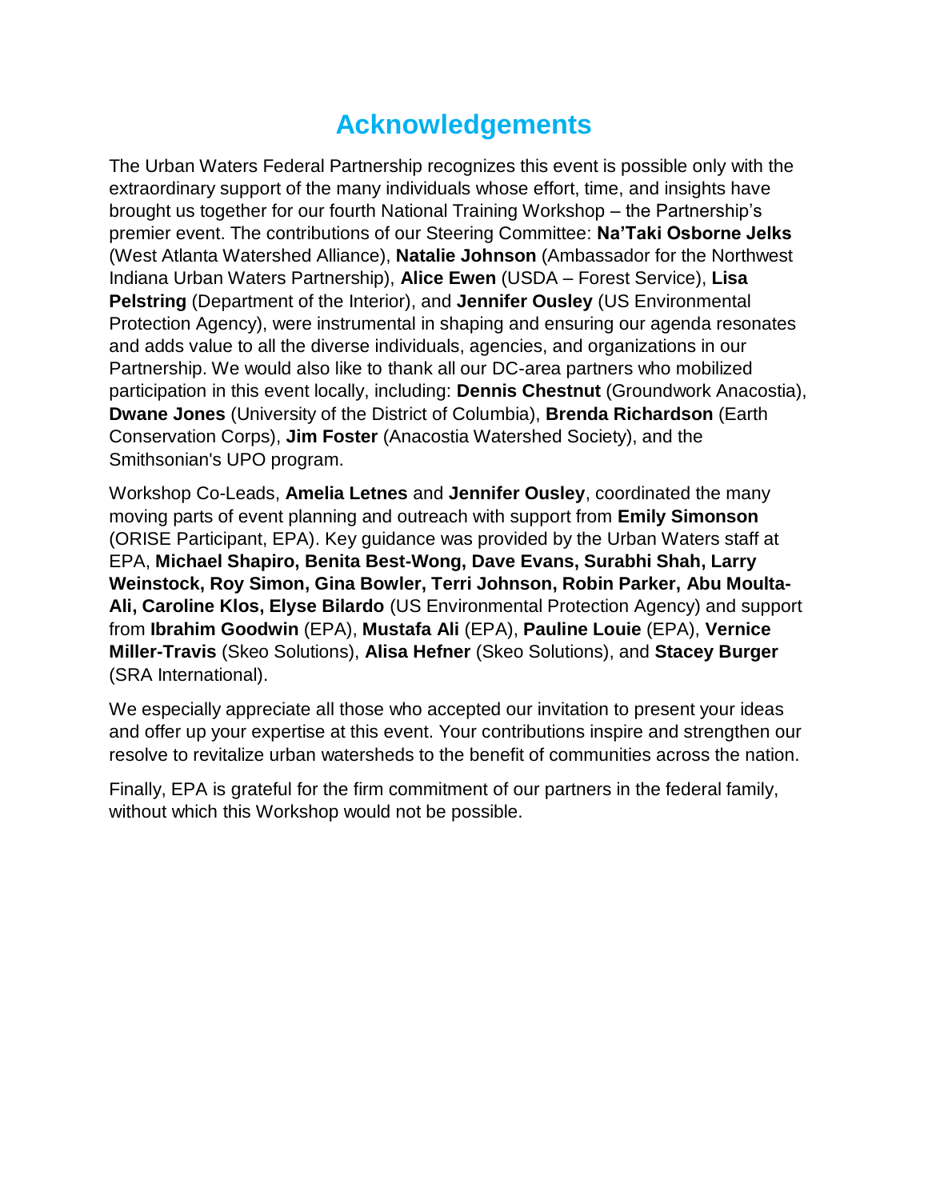# Acknowledgements

The Urban Waters Federal Partnership recognizes this event is possible only with the extraordinary support of the many individuals whose effort, time, and insights have brought us together for our fourth National Training Workshop – the Partnership's premier event. The contributions of our Steering Committee: **Na'Taki Osborne Jelks** (West Atlanta Watershed Alliance), **Natalie Johnson** (Ambassador for the Northwest Indiana Urban Waters Partnership), **Alice Ewen** (USDA – Forest Service), **Lisa Pelstring** (Department of the Interior), and **Jennifer Ousley** (US Environmental Protection Agency), were instrumental in shaping and ensuring our agenda resonates and adds value to all the diverse individuals, agencies, and organizations in our Partnership. We would also like to thank all our DC-area partners who mobilized participation in this event locally, including: **Dennis Chestnut** (Groundwork Anacostia), **Dwane Jones** (University of the District of Columbia), **Brenda Richardson** (Earth Conservation Corps), **Jim Foster** (Anacostia Watershed Society), and the Smithsonian's UPO program.

Workshop Co-Leads, **Amelia Letnes** and **Jennifer Ousley**, coordinated the many moving parts of event planning and outreach with support from **Emily Simonson** (ORISE Participant, EPA). Key guidance was provided by the Urban Waters staff at EPA, **Michael Shapiro, Benita Best-Wong, Dave Evans, Surabhi Shah, Larry Weinstock, Roy Simon, Gina Bowler, Terri Johnson, Robin Parker, Abu Moulta-Ali, Caroline Klos, Elyse Bilardo** (US Environmental Protection Agency) and support from **Ibrahim Goodwin** (EPA), **Mustafa Ali** (EPA), **Pauline Louie** (EPA), **Vernice Miller-Travis** (Skeo Solutions), **Alisa Hefner** (Skeo Solutions), and **Stacey Burger** (SRA International).

We especially appreciate all those who accepted our invitation to present your ideas and offer up your expertise at this event. Your contributions inspire and strengthen our resolve to revitalize urban watersheds to the benefit of communities across the nation.

Finally, EPA is grateful for the firm commitment of our partners in the federal family, without which this Workshop would not be possible.